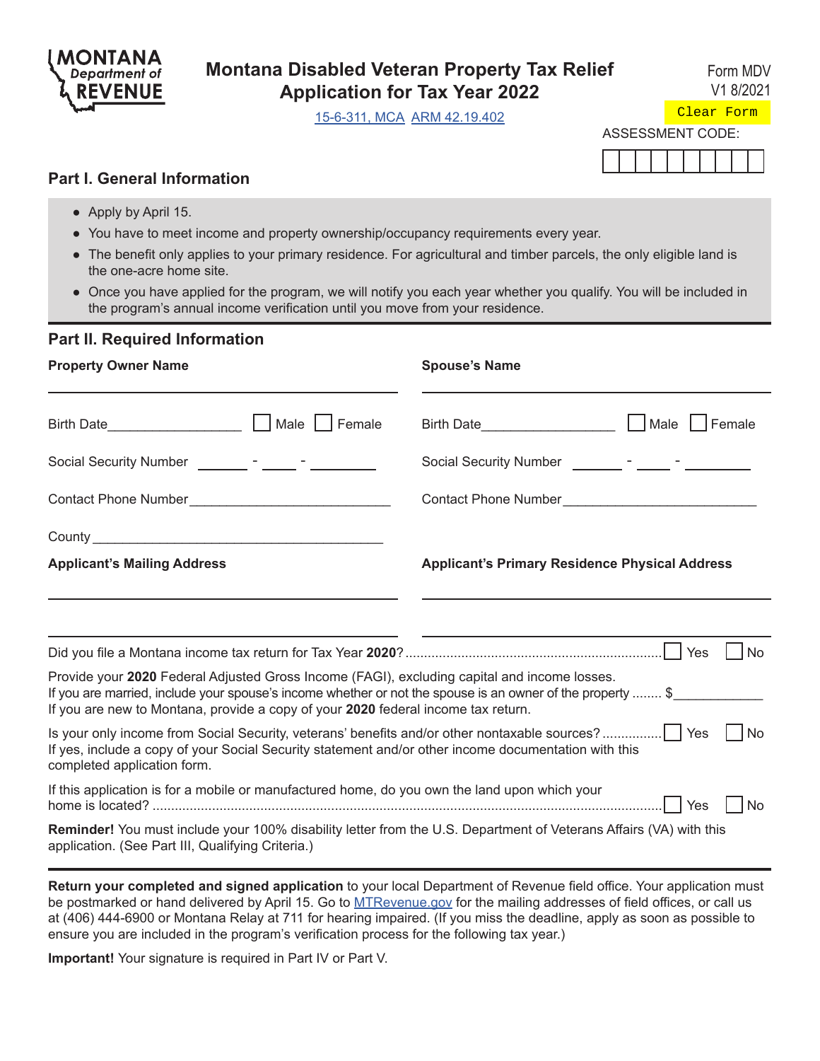MONTANA Department of REVENUE

# Montana Disabled Veteran Property Tax Relief Application for Tax Year 2022

Form MDV
V1 8/2021

15-6-311, MCA ARM 42.19.402

Clear Form

ASSESSMENT CODE: ☐☐☐☐☐☐☐☐☐☐☐

## Part I. General Information

- Apply by April 15.
- You have to meet income and property ownership/occupancy requirements every year.
- The benefit only applies to your primary residence. For agricultural and timber parcels, the only eligible land is the one-acre home site.
- Once you have applied for the program, we will notify you each year whether you qualify. You will be included in the program's annual income verification until you move from your residence.

## Part II. Required Information

| **Property Owner Name** | **Spouse's Name** |
|---|---|
| ______________________ | ______________________ |
| Birth Date__________ ☐ Male ☐ Female | Birth Date__________ ☐ Male ☐ Female |
| Social Security Number _____ - ____ - ______ | Social Security Number _____ - ____ - ______ |
| Contact Phone Number__________________ | Contact Phone Number__________________ |
| County__________________________ | |
| **Applicant's Mailing Address** | **Applicant's Primary Residence Physical Address** |
| ______________________ | ______________________ |
| ______________________ | ______________________ |

Did you file a Montana income tax return for Tax Year **2020**? ☐ Yes ☐ No

Provide your **2020** Federal Adjusted Gross Income (FAGI), excluding capital and income losses.
If you are married, include your spouse's income whether or not the spouse is an owner of the property ........ $____________
If you are new to Montana, provide a copy of your **2020** federal income tax return.

Is your only income from Social Security, veterans' benefits and/or other nontaxable sources? ☐ Yes ☐ No
If yes, include a copy of your Social Security statement and/or other income documentation with this completed application form.

If this application is for a mobile or manufactured home, do you own the land upon which your home is located? ☐ Yes ☐ No

**Reminder!** You must include your 100% disability letter from the U.S. Department of Veterans Affairs (VA) with this application. (See Part III, Qualifying Criteria.)

---

**Return your completed and signed application** to your local Department of Revenue field office. Your application must be postmarked or hand delivered by April 15. Go to MTRevenue.gov for the mailing addresses of field offices, or call us at (406) 444-6900 or Montana Relay at 711 for hearing impaired. (If you miss the deadline, apply as soon as possible to ensure you are included in the program's verification process for the following tax year.)

**Important!** Your signature is required in Part IV or Part V.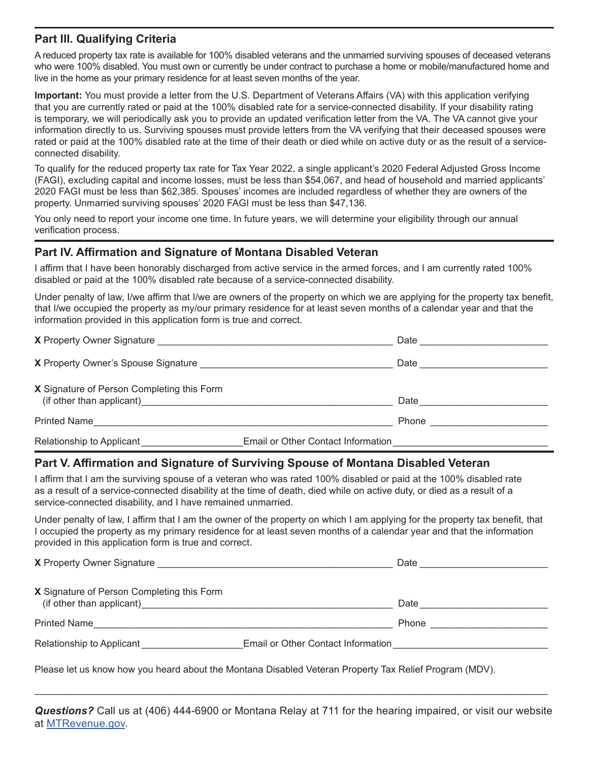## Part III. Qualifying Criteria

A reduced property tax rate is available for 100% disabled veterans and the unmarried surviving spouses of deceased veterans who were 100% disabled. You must own or currently be under contract to purchase a home or mobile/manufactured home and live in the home as your primary residence for at least seven months of the year.

**Important:** You must provide a letter from the U.S. Department of Veterans Affairs (VA) with this application verifying that you are currently rated or paid at the 100% disabled rate for a service-connected disability. If your disability rating is temporary, we will periodically ask you to provide an updated verification letter from the VA. The VA cannot give your information directly to us. Surviving spouses must provide letters from the VA verifying that their deceased spouses were rated or paid at the 100% disabled rate at the time of their death or died while on active duty or as the result of a service-connected disability.

To qualify for the reduced property tax rate for Tax Year 2022, a single applicant's 2020 Federal Adjusted Gross Income (FAGI), excluding capital and income losses, must be less than $54,067, and head of household and married applicants' 2020 FAGI must be less than $62,385. Spouses' incomes are included regardless of whether they are owners of the property. Unmarried surviving spouses' 2020 FAGI must be less than $47,136.

You only need to report your income one time. In future years, we will determine your eligibility through our annual verification process.

## Part IV. Affirmation and Signature of Montana Disabled Veteran

I affirm that I have been honorably discharged from active service in the armed forces, and I am currently rated 100% disabled or paid at the 100% disabled rate because of a service-connected disability.

Under penalty of law, I/we affirm that I/we are owners of the property on which we are applying for the property tax benefit, that I/we occupied the property as my/our primary residence for at least seven months of a calendar year and that the information provided in this application form is true and correct.

**X** Property Owner Signature ____________________________________________ Date ________________________

**X** Property Owner's Spouse Signature ____________________________________ Date ________________________

**X** Signature of Person Completing this Form
(if other than applicant)______________________________________________ Date________________________

Printed Name______________________________________________________ Phone ______________________

Relationship to Applicant __________________Email or Other Contact Information ____________________________

## Part V. Affirmation and Signature of Surviving Spouse of Montana Disabled Veteran

I affirm that I am the surviving spouse of a veteran who was rated 100% disabled or paid at the 100% disabled rate as a result of a service-connected disability at the time of death, died while on active duty, or died as a result of a service-connected disability, and I have remained unmarried.

Under penalty of law, I affirm that I am the owner of the property on which I am applying for the property tax benefit, that I occupied the property as my primary residence for at least seven months of a calendar year and that the information provided in this application form is true and correct.

**X** Property Owner Signature ____________________________________________ Date ________________________

**X** Signature of Person Completing this Form
(if other than applicant)______________________________________________ Date________________________

Printed Name______________________________________________________ Phone ______________________

Relationship to Applicant __________________Email or Other Contact Information ____________________________

Please let us know how you heard about the Montana Disabled Veteran Property Tax Relief Program (MDV).

___________________________________________________________________________________________

***Questions?*** Call us at (406) 444-6900 or Montana Relay at 711 for the hearing impaired, or visit our website at MTRevenue.gov.